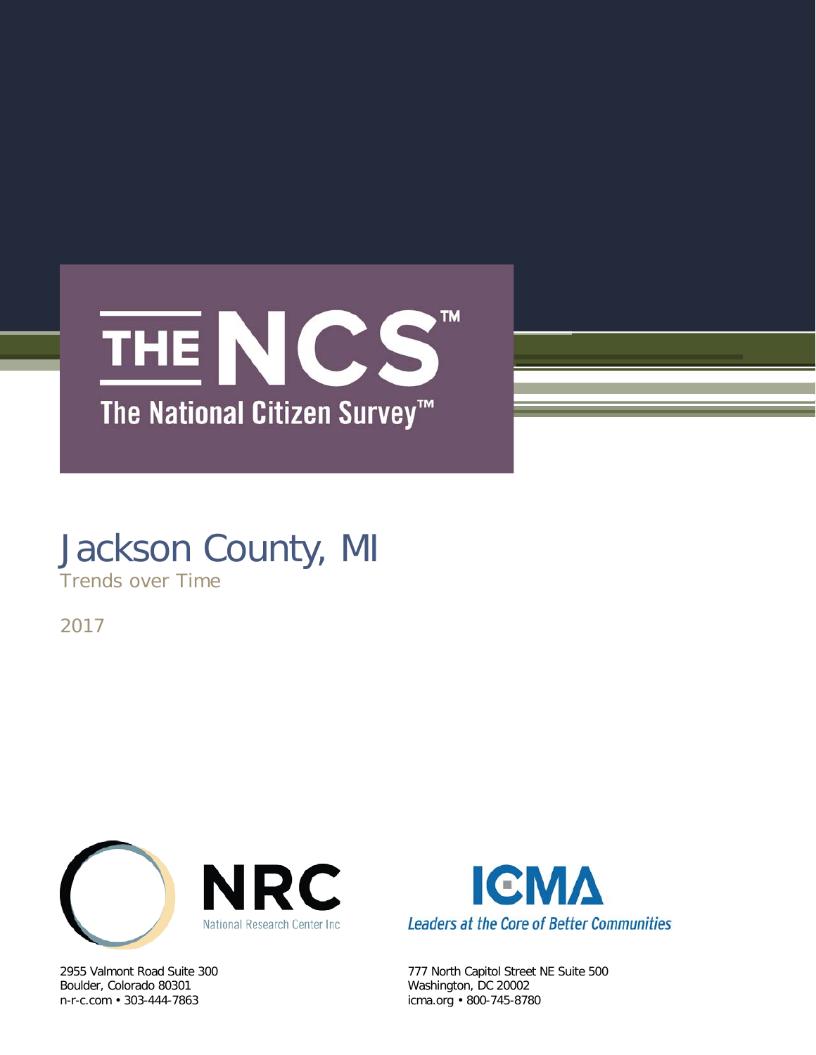# THE NCS™

## The National Citizen Survey™

# Jackson County, MI

Trends over Time

2017

NRC
National Research Center Inc

2955 Valmont Road Suite 300
Boulder, Colorado 80301
n-r-c.com • 303-444-7863

ICMA
*Leaders at the Core of Better Communities*

777 North Capitol Street NE Suite 500
Washington, DC 20002
icma.org • 800-745-8780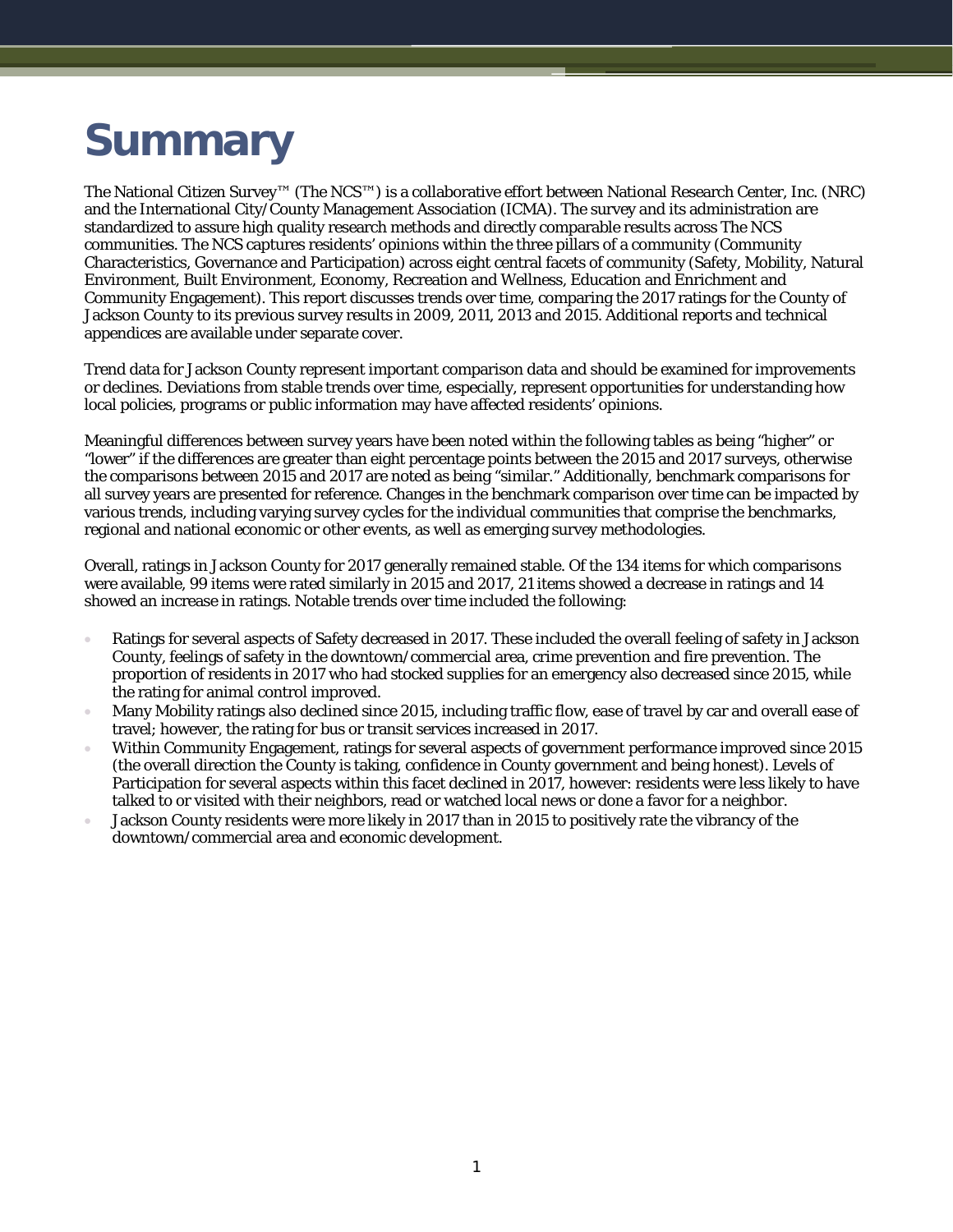# Summary

The National Citizen Survey™ (The NCS™) is a collaborative effort between National Research Center, Inc. (NRC) and the International City/County Management Association (ICMA). The survey and its administration are standardized to assure high quality research methods and directly comparable results across The NCS communities. The NCS captures residents' opinions within the three pillars of a community (Community Characteristics, Governance and Participation) across eight central facets of community (Safety, Mobility, Natural Environment, Built Environment, Economy, Recreation and Wellness, Education and Enrichment and Community Engagement). This report discusses trends over time, comparing the 2017 ratings for the County of Jackson County to its previous survey results in 2009, 2011, 2013 and 2015. Additional reports and technical appendices are available under separate cover.

Trend data for Jackson County represent important comparison data and should be examined for improvements or declines. Deviations from stable trends over time, especially, represent opportunities for understanding how local policies, programs or public information may have affected residents' opinions.

Meaningful differences between survey years have been noted within the following tables as being "higher" or "lower" if the differences are greater than eight percentage points between the 2015 and 2017 surveys, otherwise the comparisons between 2015 and 2017 are noted as being "similar." Additionally, benchmark comparisons for all survey years are presented for reference. Changes in the benchmark comparison over time can be impacted by various trends, including varying survey cycles for the individual communities that comprise the benchmarks, regional and national economic or other events, as well as emerging survey methodologies.

Overall, ratings in Jackson County for 2017 generally remained stable. Of the 134 items for which comparisons were available, 99 items were rated similarly in 2015 and 2017, 21 items showed a decrease in ratings and 14 showed an increase in ratings. Notable trends over time included the following:

- Ratings for several aspects of Safety decreased in 2017. These included the overall feeling of safety in Jackson County, feelings of safety in the downtown/commercial area, crime prevention and fire prevention. The proportion of residents in 2017 who had stocked supplies for an emergency also decreased since 2015, while the rating for animal control improved.
- Many Mobility ratings also declined since 2015, including traffic flow, ease of travel by car and overall ease of travel; however, the rating for bus or transit services increased in 2017.
- Within Community Engagement, ratings for several aspects of government performance improved since 2015 (the overall direction the County is taking, confidence in County government and being honest). Levels of Participation for several aspects within this facet declined in 2017, however: residents were less likely to have talked to or visited with their neighbors, read or watched local news or done a favor for a neighbor.
- Jackson County residents were more likely in 2017 than in 2015 to positively rate the vibrancy of the downtown/commercial area and economic development.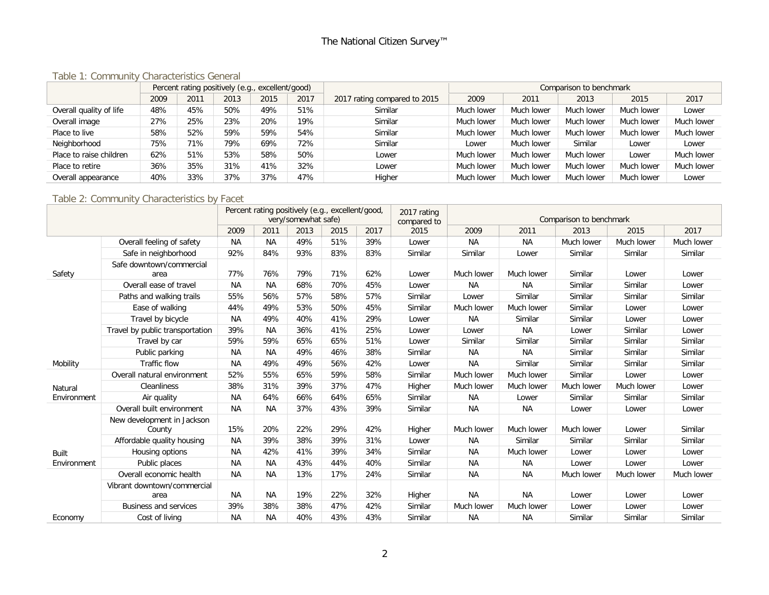### Table 1: Community Characteristics General

| | Percent rating positively (e.g., excellent/good) | | | | | | Comparison to benchmark | | | | |
|---|---|---|---|---|---|---|---|---|---|---|---|
| | 2009 | 2011 | 2013 | 2015 | 2017 | 2017 rating compared to 2015 | 2009 | 2011 | 2013 | 2015 | 2017 |
| Overall quality of life | 48% | 45% | 50% | 49% | 51% | Similar | Much lower | Much lower | Much lower | Much lower | Lower |
| Overall image | 27% | 25% | 23% | 20% | 19% | Similar | Much lower | Much lower | Much lower | Much lower | Much lower |
| Place to live | 58% | 52% | 59% | 59% | 54% | Similar | Much lower | Much lower | Much lower | Much lower | Much lower |
| Neighborhood | 75% | 71% | 79% | 69% | 72% | Similar | Lower | Much lower | Similar | Lower | Lower |
| Place to raise children | 62% | 51% | 53% | 58% | 50% | Lower | Much lower | Much lower | Much lower | Lower | Much lower |
| Place to retire | 36% | 35% | 31% | 41% | 32% | Lower | Much lower | Much lower | Much lower | Much lower | Much lower |
| Overall appearance | 40% | 33% | 37% | 37% | 47% | Higher | Much lower | Much lower | Much lower | Much lower | Lower |

### Table 2: Community Characteristics by Facet

| | | Percent rating positively (e.g., excellent/good, very/somewhat safe) | | | | | 2017 rating compared to 2015 | Comparison to benchmark | | | | |
|---|---|---|---|---|---|---|---|---|---|---|---|---|
| | | 2009 | 2011 | 2013 | 2015 | 2017 | | 2009 | 2011 | 2013 | 2015 | 2017 |
| Safety | Overall feeling of safety | NA | NA | 49% | 51% | 39% | Lower | NA | NA | Much lower | Much lower | Much lower |
| | Safe in neighborhood | 92% | 84% | 93% | 83% | 83% | Similar | Similar | Lower | Similar | Similar | Similar |
| | Safe downtown/commercial area | 77% | 76% | 79% | 71% | 62% | Lower | Much lower | Much lower | Similar | Lower | Lower |
| Mobility | Overall ease of travel | NA | NA | 68% | 70% | 45% | Lower | NA | NA | Similar | Similar | Lower |
| | Paths and walking trails | 55% | 56% | 57% | 58% | 57% | Similar | Lower | Similar | Similar | Similar | Similar |
| | Ease of walking | 44% | 49% | 53% | 50% | 45% | Similar | Much lower | Much lower | Similar | Lower | Lower |
| | Travel by bicycle | NA | 49% | 40% | 41% | 29% | Lower | NA | Similar | Similar | Lower | Lower |
| | Travel by public transportation | 39% | NA | 36% | 41% | 25% | Lower | Lower | NA | Lower | Similar | Lower |
| | Travel by car | 59% | 59% | 65% | 65% | 51% | Lower | Similar | Similar | Similar | Similar | Similar |
| | Public parking | NA | NA | 49% | 46% | 38% | Similar | NA | NA | Similar | Similar | Similar |
| | Traffic flow | NA | 49% | 49% | 56% | 42% | Lower | NA | Similar | Similar | Similar | Similar |
| Natural Environment | Overall natural environment | 52% | 55% | 65% | 59% | 58% | Similar | Much lower | Much lower | Similar | Lower | Lower |
| | Cleanliness | 38% | 31% | 39% | 37% | 47% | Higher | Much lower | Much lower | Much lower | Much lower | Lower |
| | Air quality | NA | 64% | 66% | 64% | 65% | Similar | NA | Lower | Similar | Similar | Similar |
| Built Environment | Overall built environment | NA | NA | 37% | 43% | 39% | Similar | NA | NA | Lower | Lower | Lower |
| | New development in Jackson County | 15% | 20% | 22% | 29% | 42% | Higher | Much lower | Much lower | Much lower | Lower | Similar |
| | Affordable quality housing | NA | 39% | 38% | 39% | 31% | Lower | NA | Similar | Similar | Similar | Similar |
| | Housing options | NA | 42% | 41% | 39% | 34% | Similar | NA | Much lower | Lower | Lower | Lower |
| | Public places | NA | NA | 43% | 44% | 40% | Similar | NA | NA | Lower | Lower | Lower |
| Economy | Overall economic health | NA | NA | 13% | 17% | 24% | Similar | NA | NA | Much lower | Much lower | Much lower |
| | Vibrant downtown/commercial area | NA | NA | 19% | 22% | 32% | Higher | NA | NA | Lower | Lower | Lower |
| | Business and services | 39% | 38% | 38% | 47% | 42% | Similar | Much lower | Much lower | Lower | Lower | Lower |
| | Cost of living | NA | NA | 40% | 43% | 43% | Similar | NA | NA | Similar | Similar | Similar |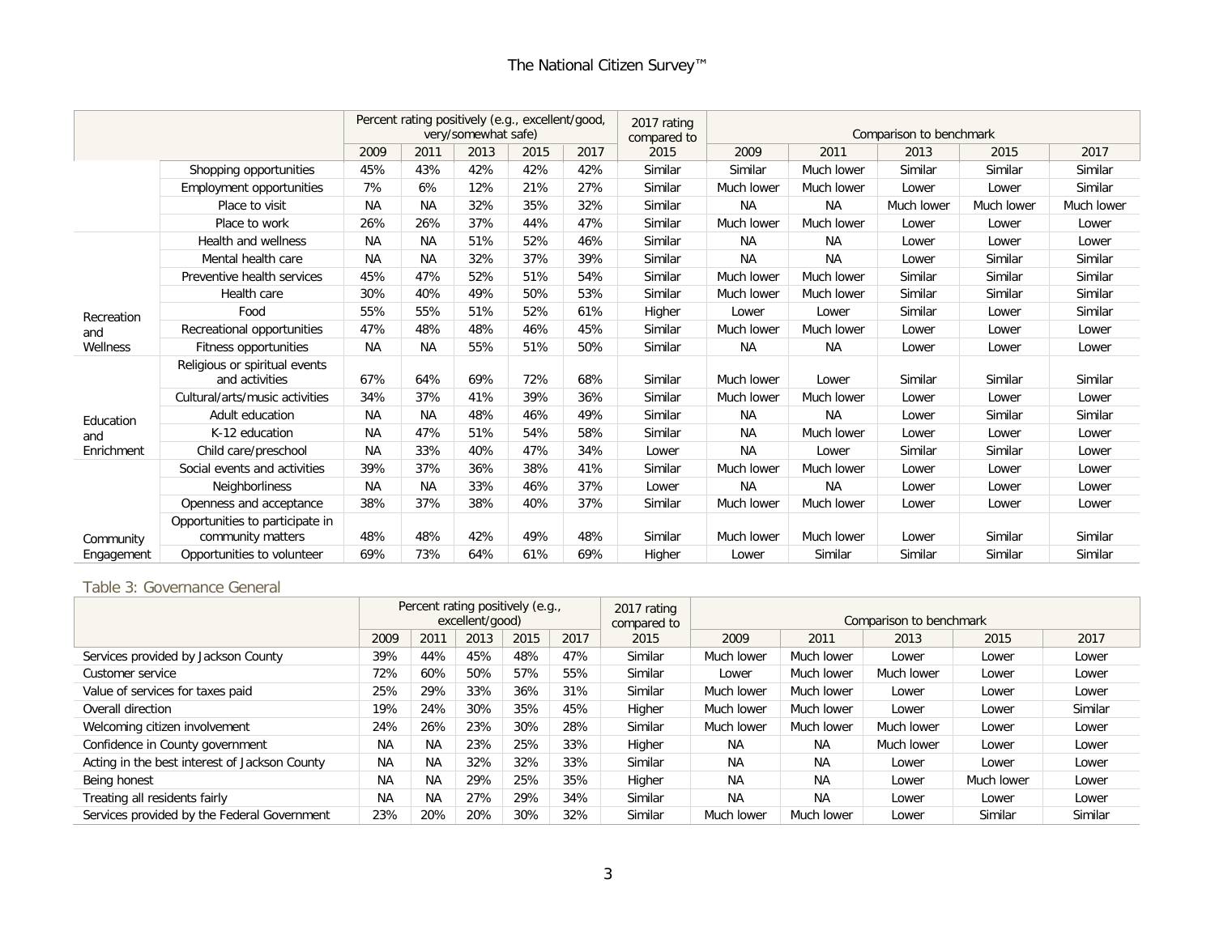|  |  | Percent rating positively (e.g., excellent/good, very/somewhat safe) |  |  |  |  | 2017 rating compared to | Comparison to benchmark |  |  |  |  |
|---|---|---|---|---|---|---|---|---|---|---|---|---|
|  |  | 2009 | 2011 | 2013 | 2015 | 2017 | 2015 | 2009 | 2011 | 2013 | 2015 | 2017 |
|  | Shopping opportunities | 45% | 43% | 42% | 42% | 42% | Similar | Similar | Much lower | Similar | Similar | Similar |
|  | Employment opportunities | 7% | 6% | 12% | 21% | 27% | Similar | Much lower | Much lower | Lower | Lower | Similar |
|  | Place to visit | NA | NA | 32% | 35% | 32% | Similar | NA | NA | Much lower | Much lower | Much lower |
|  | Place to work | 26% | 26% | 37% | 44% | 47% | Similar | Much lower | Much lower | Lower | Lower | Lower |
| Recreation and Wellness | Health and wellness | NA | NA | 51% | 52% | 46% | Similar | NA | NA | Lower | Lower | Lower |
|  | Mental health care | NA | NA | 32% | 37% | 39% | Similar | NA | NA | Lower | Similar | Similar |
|  | Preventive health services | 45% | 47% | 52% | 51% | 54% | Similar | Much lower | Much lower | Similar | Similar | Similar |
|  | Health care | 30% | 40% | 49% | 50% | 53% | Similar | Much lower | Much lower | Similar | Similar | Similar |
|  | Food | 55% | 55% | 51% | 52% | 61% | Higher | Lower | Lower | Similar | Lower | Similar |
|  | Recreational opportunities | 47% | 48% | 48% | 46% | 45% | Similar | Much lower | Much lower | Lower | Lower | Lower |
|  | Fitness opportunities | NA | NA | 55% | 51% | 50% | Similar | NA | NA | Lower | Lower | Lower |
| Education and Enrichment | Religious or spiritual events and activities | 67% | 64% | 69% | 72% | 68% | Similar | Much lower | Lower | Similar | Similar | Similar |
|  | Cultural/arts/music activities | 34% | 37% | 41% | 39% | 36% | Similar | Much lower | Much lower | Lower | Lower | Lower |
|  | Adult education | NA | NA | 48% | 46% | 49% | Similar | NA | NA | Lower | Similar | Similar |
|  | K-12 education | NA | 47% | 51% | 54% | 58% | Similar | NA | Much lower | Lower | Lower | Lower |
|  | Child care/preschool | NA | 33% | 40% | 47% | 34% | Lower | NA | Lower | Similar | Similar | Lower |
| Community Engagement | Social events and activities | 39% | 37% | 36% | 38% | 41% | Similar | Much lower | Much lower | Lower | Lower | Lower |
|  | Neighborliness | NA | NA | 33% | 46% | 37% | Lower | NA | NA | Lower | Lower | Lower |
|  | Openness and acceptance | 38% | 37% | 38% | 40% | 37% | Similar | Much lower | Much lower | Lower | Lower | Lower |
|  | Opportunities to participate in community matters | 48% | 48% | 42% | 49% | 48% | Similar | Much lower | Much lower | Lower | Similar | Similar |
|  | Opportunities to volunteer | 69% | 73% | 64% | 61% | 69% | Higher | Lower | Similar | Similar | Similar | Similar |

## Table 3: Governance General

|  | Percent rating positively (e.g., excellent/good) |  |  |  |  | 2017 rating compared to | Comparison to benchmark |  |  |  |  |
|---|---|---|---|---|---|---|---|---|---|---|---|
|  | 2009 | 2011 | 2013 | 2015 | 2017 | 2015 | 2009 | 2011 | 2013 | 2015 | 2017 |
| Services provided by Jackson County | 39% | 44% | 45% | 48% | 47% | Similar | Much lower | Much lower | Lower | Lower | Lower |
| Customer service | 72% | 60% | 50% | 57% | 55% | Similar | Lower | Much lower | Much lower | Lower | Lower |
| Value of services for taxes paid | 25% | 29% | 33% | 36% | 31% | Similar | Much lower | Much lower | Lower | Lower | Lower |
| Overall direction | 19% | 24% | 30% | 35% | 45% | Higher | Much lower | Much lower | Lower | Lower | Similar |
| Welcoming citizen involvement | 24% | 26% | 23% | 30% | 28% | Similar | Much lower | Much lower | Much lower | Lower | Lower |
| Confidence in County government | NA | NA | 23% | 25% | 33% | Higher | NA | NA | Much lower | Lower | Lower |
| Acting in the best interest of Jackson County | NA | NA | 32% | 32% | 33% | Similar | NA | NA | Lower | Lower | Lower |
| Being honest | NA | NA | 29% | 25% | 35% | Higher | NA | NA | Lower | Much lower | Lower |
| Treating all residents fairly | NA | NA | 27% | 29% | 34% | Similar | NA | NA | Lower | Lower | Lower |
| Services provided by the Federal Government | 23% | 20% | 20% | 30% | 32% | Similar | Much lower | Much lower | Lower | Similar | Similar |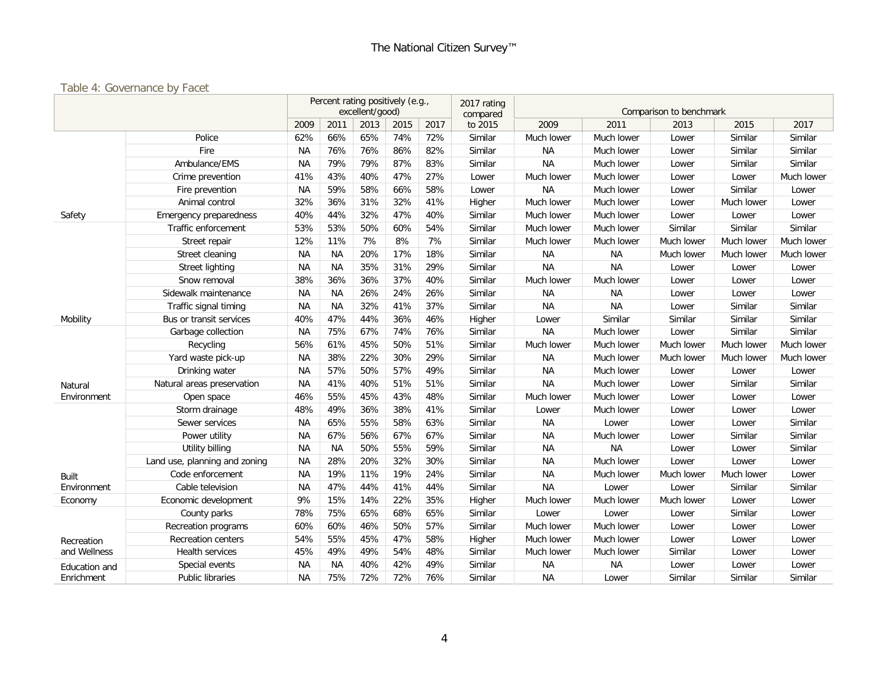### Table 4: Governance by Facet

| | | Percent rating positively (e.g., excellent/good) | | | | | 2017 rating compared to 2015 | Comparison to benchmark | | | | |
|---|---|---|---|---|---|---|---|---|---|---|---|---|
| | | 2009 | 2011 | 2013 | 2015 | 2017 | | 2009 | 2011 | 2013 | 2015 | 2017 |
| Safety | Police | 62% | 66% | 65% | 74% | 72% | Similar | Much lower | Much lower | Lower | Similar | Similar |
| | Fire | NA | 76% | 76% | 86% | 82% | Similar | NA | Much lower | Lower | Similar | Similar |
| | Ambulance/EMS | NA | 79% | 79% | 87% | 83% | Similar | NA | Much lower | Lower | Similar | Similar |
| | Crime prevention | 41% | 43% | 40% | 47% | 27% | Lower | Much lower | Much lower | Lower | Lower | Much lower |
| | Fire prevention | NA | 59% | 58% | 66% | 58% | Lower | NA | Much lower | Lower | Similar | Lower |
| | Animal control | 32% | 36% | 31% | 32% | 41% | Higher | Much lower | Much lower | Lower | Much lower | Lower |
| | Emergency preparedness | 40% | 44% | 32% | 47% | 40% | Similar | Much lower | Much lower | Lower | Lower | Lower |
| Mobility | Traffic enforcement | 53% | 53% | 50% | 60% | 54% | Similar | Much lower | Much lower | Similar | Similar | Similar |
| | Street repair | 12% | 11% | 7% | 8% | 7% | Similar | Much lower | Much lower | Much lower | Much lower | Much lower |
| | Street cleaning | NA | NA | 20% | 17% | 18% | Similar | NA | NA | Much lower | Much lower | Much lower |
| | Street lighting | NA | NA | 35% | 31% | 29% | Similar | NA | NA | Lower | Lower | Lower |
| | Snow removal | 38% | 36% | 36% | 37% | 40% | Similar | Much lower | Much lower | Lower | Lower | Lower |
| | Sidewalk maintenance | NA | NA | 26% | 24% | 26% | Similar | NA | NA | Lower | Lower | Lower |
| | Traffic signal timing | NA | NA | 32% | 41% | 37% | Similar | NA | NA | Lower | Similar | Similar |
| | Bus or transit services | 40% | 47% | 44% | 36% | 46% | Higher | Lower | Similar | Similar | Similar | Similar |
| Natural Environment | Garbage collection | NA | 75% | 67% | 74% | 76% | Similar | NA | Much lower | Lower | Similar | Similar |
| | Recycling | 56% | 61% | 45% | 50% | 51% | Similar | Much lower | Much lower | Much lower | Much lower | Much lower |
| | Yard waste pick-up | NA | 38% | 22% | 30% | 29% | Similar | NA | Much lower | Much lower | Much lower | Much lower |
| | Drinking water | NA | 57% | 50% | 57% | 49% | Similar | NA | Much lower | Lower | Lower | Lower |
| | Natural areas preservation | NA | 41% | 40% | 51% | 51% | Similar | NA | Much lower | Lower | Similar | Similar |
| | Open space | 46% | 55% | 45% | 43% | 48% | Similar | Much lower | Much lower | Lower | Lower | Lower |
| Built Environment | Storm drainage | 48% | 49% | 36% | 38% | 41% | Similar | Lower | Much lower | Lower | Lower | Lower |
| | Sewer services | NA | 65% | 55% | 58% | 63% | Similar | NA | Lower | Lower | Lower | Similar |
| | Power utility | NA | 67% | 56% | 67% | 67% | Similar | NA | Much lower | Lower | Similar | Similar |
| | Utility billing | NA | NA | 50% | 55% | 59% | Similar | NA | NA | Lower | Lower | Similar |
| | Land use, planning and zoning | NA | 28% | 20% | 32% | 30% | Similar | NA | Much lower | Lower | Lower | Lower |
| | Code enforcement | NA | 19% | 11% | 19% | 24% | Similar | NA | Much lower | Much lower | Much lower | Lower |
| | Cable television | NA | 47% | 44% | 41% | 44% | Similar | NA | Lower | Lower | Similar | Similar |
| Economy | Economic development | 9% | 15% | 14% | 22% | 35% | Higher | Much lower | Much lower | Much lower | Lower | Lower |
| Recreation and Wellness | County parks | 78% | 75% | 65% | 68% | 65% | Similar | Lower | Lower | Lower | Similar | Lower |
| | Recreation programs | 60% | 60% | 46% | 50% | 57% | Similar | Much lower | Much lower | Lower | Lower | Lower |
| | Recreation centers | 54% | 55% | 45% | 47% | 58% | Higher | Much lower | Much lower | Lower | Lower | Lower |
| | Health services | 45% | 49% | 49% | 54% | 48% | Similar | Much lower | Much lower | Similar | Lower | Lower |
| Education and Enrichment | Special events | NA | NA | 40% | 42% | 49% | Similar | NA | NA | Lower | Lower | Lower |
| | Public libraries | NA | 75% | 72% | 72% | 76% | Similar | NA | Lower | Similar | Similar | Similar |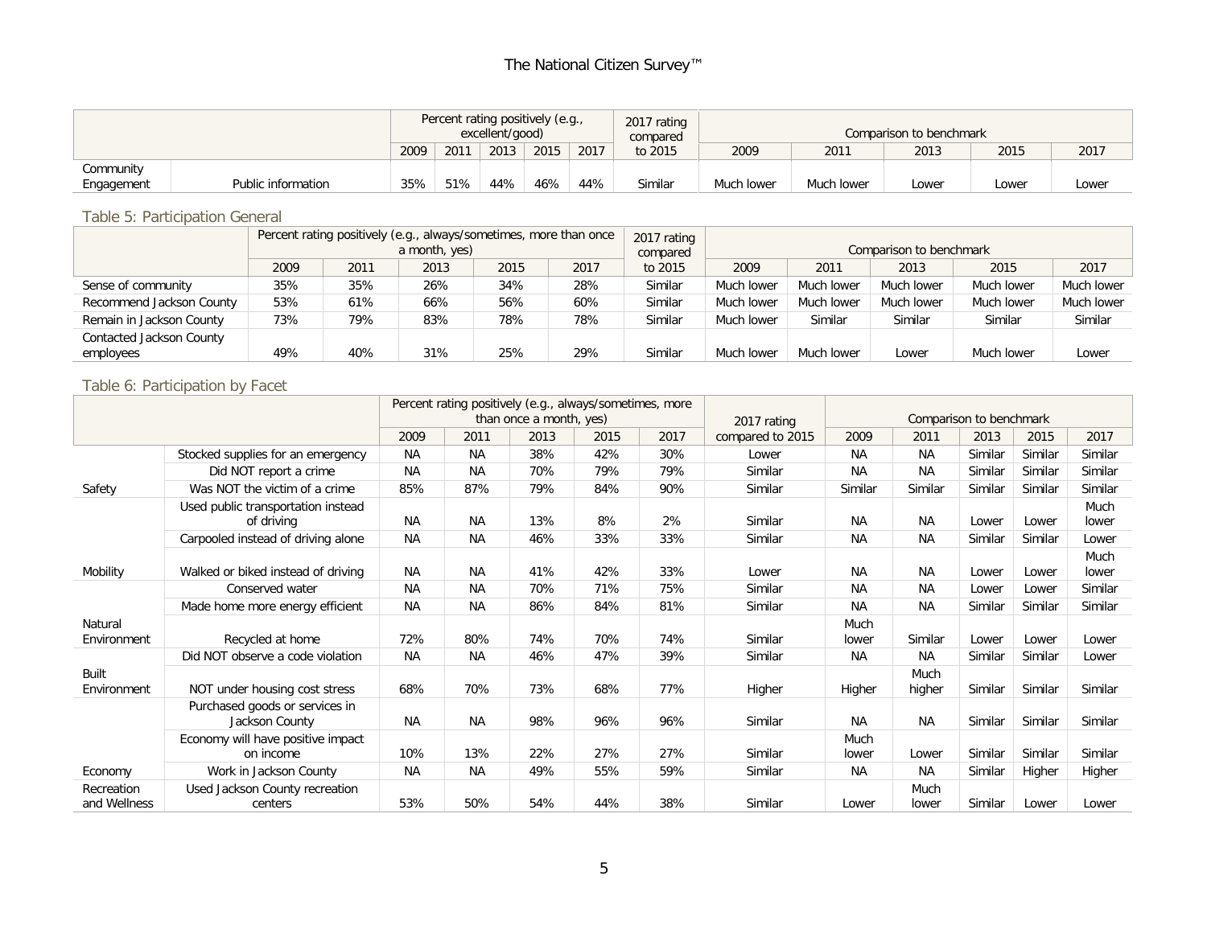| | | Percent rating positively (e.g., excellent/good) | | | | | 2017 rating compared to 2015 | Comparison to benchmark | | | | |
|---|---|---|---|---|---|---|---|---|---|---|---|---|
| | | 2009 | 2011 | 2013 | 2015 | 2017 | | 2009 | 2011 | 2013 | 2015 | 2017 |
| Community Engagement | Public information | 35% | 51% | 44% | 46% | 44% | Similar | Much lower | Much lower | Lower | Lower | Lower |

## Table 5: Participation General

| | Percent rating positively (e.g., always/sometimes, more than once a month, yes) | | | | | 2017 rating compared to 2015 | Comparison to benchmark | | | | |
|---|---|---|---|---|---|---|---|---|---|---|---|
| | 2009 | 2011 | 2013 | 2015 | 2017 | | 2009 | 2011 | 2013 | 2015 | 2017 |
| Sense of community | 35% | 35% | 26% | 34% | 28% | Similar | Much lower | Much lower | Much lower | Much lower | Much lower |
| Recommend Jackson County | 53% | 61% | 66% | 56% | 60% | Similar | Much lower | Much lower | Much lower | Much lower | Much lower |
| Remain in Jackson County | 73% | 79% | 83% | 78% | 78% | Similar | Much lower | Similar | Similar | Similar | Similar |
| Contacted Jackson County employees | 49% | 40% | 31% | 25% | 29% | Similar | Much lower | Much lower | Lower | Much lower | Lower |

## Table 6: Participation by Facet

| | | Percent rating positively (e.g., always/sometimes, more than once a month, yes) | | | | | 2017 rating compared to 2015 | Comparison to benchmark | | | | |
|---|---|---|---|---|---|---|---|---|---|---|---|---|
| | | 2009 | 2011 | 2013 | 2015 | 2017 | | 2009 | 2011 | 2013 | 2015 | 2017 |
| Safety | Stocked supplies for an emergency | NA | NA | 38% | 42% | 30% | Lower | NA | NA | Similar | Similar | Similar |
| | Did NOT report a crime | NA | NA | 70% | 79% | 79% | Similar | NA | NA | Similar | Similar | Similar |
| | Was NOT the victim of a crime | 85% | 87% | 79% | 84% | 90% | Similar | Similar | Similar | Similar | Similar | Similar |
| Mobility | Used public transportation instead of driving | NA | NA | 13% | 8% | 2% | Similar | NA | NA | Lower | Lower | Much lower |
| | Carpooled instead of driving alone | NA | NA | 46% | 33% | 33% | Similar | NA | NA | Similar | Similar | Lower |
| | Walked or biked instead of driving | NA | NA | 41% | 42% | 33% | Lower | NA | NA | Lower | Lower | Much lower |
| Natural Environment | Conserved water | NA | NA | 70% | 71% | 75% | Similar | NA | NA | Lower | Lower | Similar |
| | Made home more energy efficient | NA | NA | 86% | 84% | 81% | Similar | NA | NA | Similar | Similar | Similar |
| | Recycled at home | 72% | 80% | 74% | 70% | 74% | Similar | Much lower | Similar | Lower | Lower | Lower |
| Built Environment | Did NOT observe a code violation | NA | NA | 46% | 47% | 39% | Similar | NA | NA | Similar | Similar | Lower |
| | NOT under housing cost stress | 68% | 70% | 73% | 68% | 77% | Higher | Higher | Much higher | Similar | Similar | Similar |
| Economy | Purchased goods or services in Jackson County | NA | NA | 98% | 96% | 96% | Similar | NA | NA | Similar | Similar | Similar |
| | Economy will have positive impact on income | 10% | 13% | 22% | 27% | 27% | Similar | Much lower | Lower | Similar | Similar | Similar |
| | Work in Jackson County | NA | NA | 49% | 55% | 59% | Similar | NA | NA | Similar | Higher | Higher |
| Recreation and Wellness | Used Jackson County recreation centers | 53% | 50% | 54% | 44% | 38% | Similar | Lower | Much lower | Similar | Lower | Lower |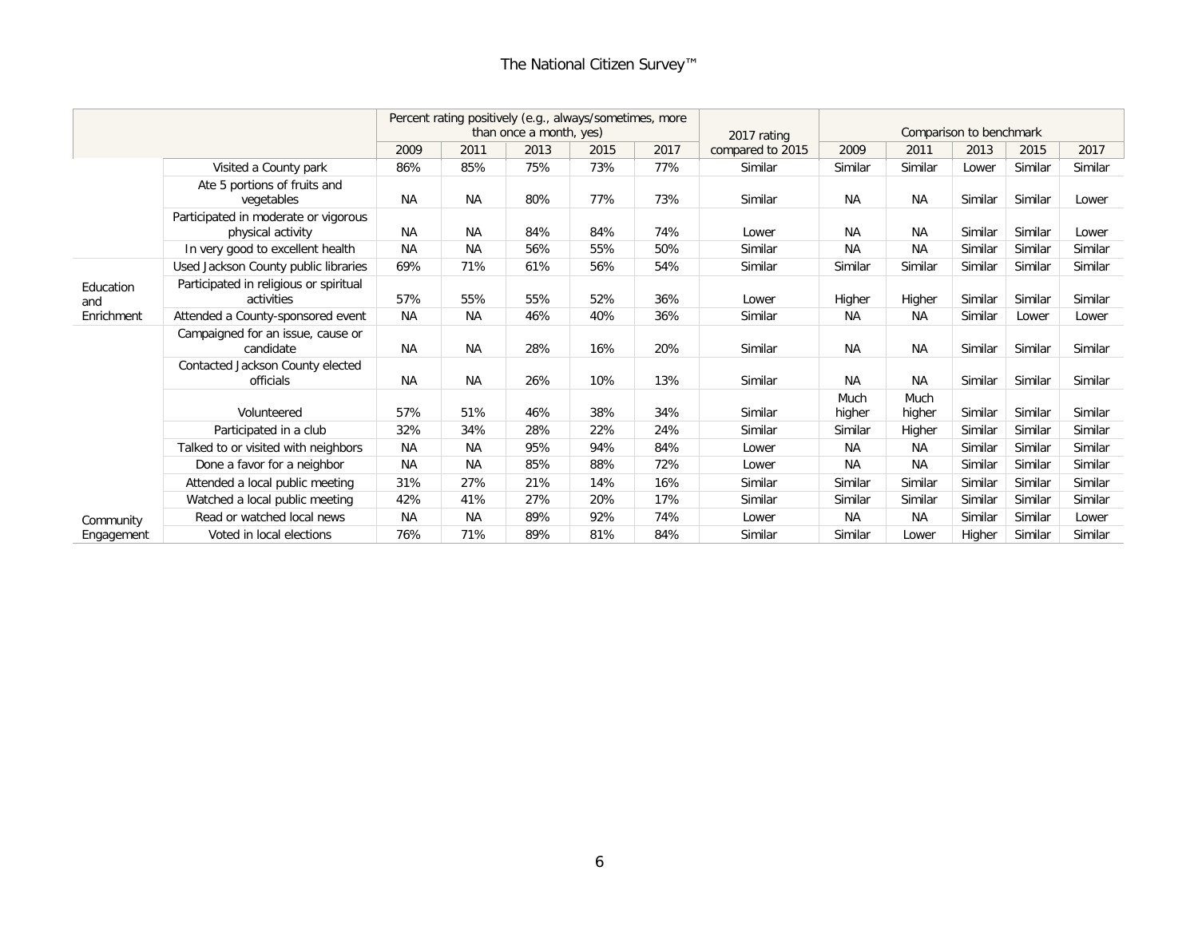| | | Percent rating positively (e.g., always/sometimes, more than once a month, yes) | | | | | 2017 rating compared to 2015 | Comparison to benchmark | | | | |
|---|---|---|---|---|---|---|---|---|---|---|---|---|
| | | 2009 | 2011 | 2013 | 2015 | 2017 | | 2009 | 2011 | 2013 | 2015 | 2017 |
| | Visited a County park | 86% | 85% | 75% | 73% | 77% | Similar | Similar | Similar | Lower | Similar | Similar |
| | Ate 5 portions of fruits and vegetables | NA | NA | 80% | 77% | 73% | Similar | NA | NA | Similar | Similar | Lower |
| | Participated in moderate or vigorous physical activity | NA | NA | 84% | 84% | 74% | Lower | NA | NA | Similar | Similar | Lower |
| | In very good to excellent health | NA | NA | 56% | 55% | 50% | Similar | NA | NA | Similar | Similar | Similar |
| Education and Enrichment | Used Jackson County public libraries | 69% | 71% | 61% | 56% | 54% | Similar | Similar | Similar | Similar | Similar | Similar |
| | Participated in religious or spiritual activities | 57% | 55% | 55% | 52% | 36% | Lower | Higher | Higher | Similar | Similar | Similar |
| | Attended a County-sponsored event | NA | NA | 46% | 40% | 36% | Similar | NA | NA | Similar | Lower | Lower |
| Community Engagement | Campaigned for an issue, cause or candidate | NA | NA | 28% | 16% | 20% | Similar | NA | NA | Similar | Similar | Similar |
| | Contacted Jackson County elected officials | NA | NA | 26% | 10% | 13% | Similar | NA | NA | Similar | Similar | Similar |
| | Volunteered | 57% | 51% | 46% | 38% | 34% | Similar | Much higher | Much higher | Similar | Similar | Similar |
| | Participated in a club | 32% | 34% | 28% | 22% | 24% | Similar | Similar | Higher | Similar | Similar | Similar |
| | Talked to or visited with neighbors | NA | NA | 95% | 94% | 84% | Lower | NA | NA | Similar | Similar | Similar |
| | Done a favor for a neighbor | NA | NA | 85% | 88% | 72% | Lower | NA | NA | Similar | Similar | Similar |
| | Attended a local public meeting | 31% | 27% | 21% | 14% | 16% | Similar | Similar | Similar | Similar | Similar | Similar |
| | Watched a local public meeting | 42% | 41% | 27% | 20% | 17% | Similar | Similar | Similar | Similar | Similar | Similar |
| | Read or watched local news | NA | NA | 89% | 92% | 74% | Lower | NA | NA | Similar | Similar | Lower |
| | Voted in local elections | 76% | 71% | 89% | 81% | 84% | Similar | Similar | Lower | Higher | Similar | Similar |